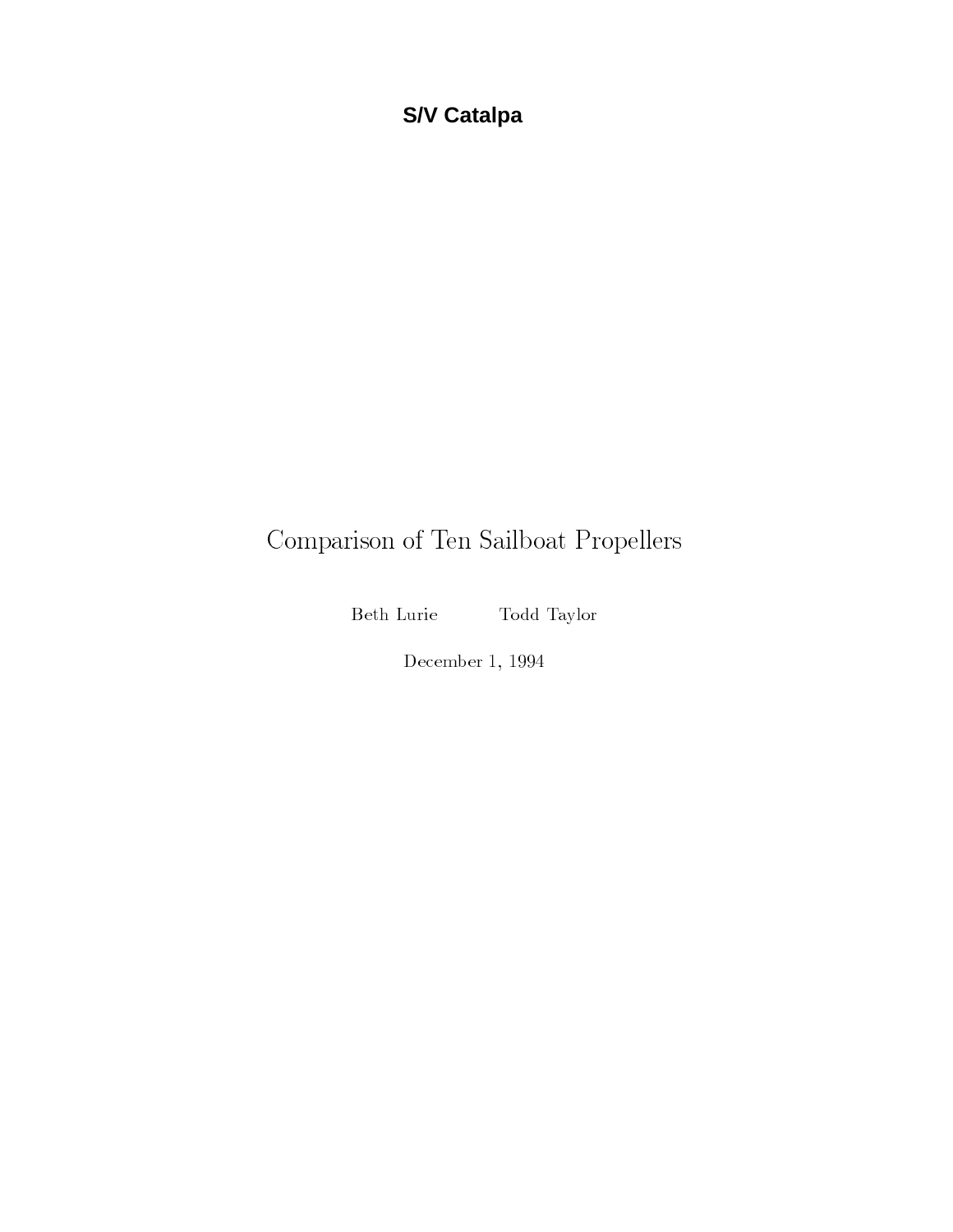**S/V Catalpa**

# Comparison of Ten Sailboat Propellers

Beth Lurie Todd Taylor

December 1, 1994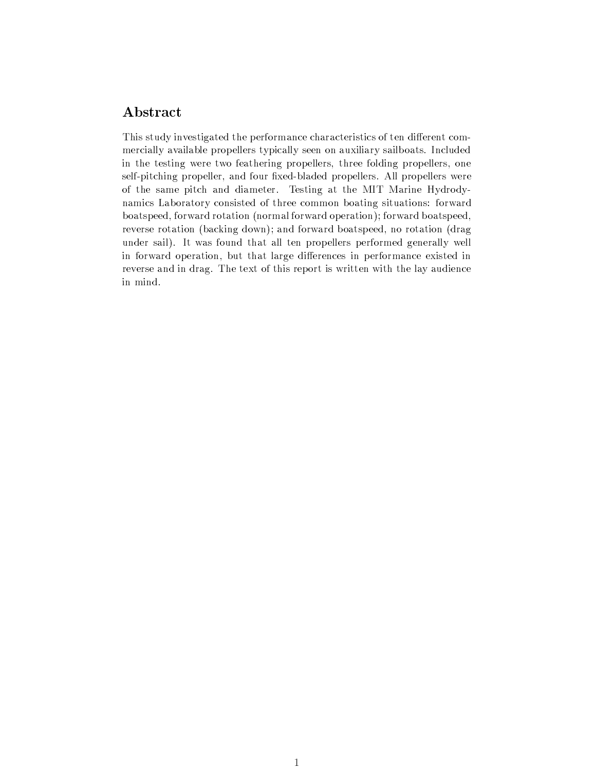## Abstract

This study investigated the performance characteristics of ten different commercially available propellers typically seen on auxiliary sailboats. Included in the testing were two feathering propellers, three folding propellers, one self-pitching propeller, and four fixed-bladed propellers. All propellers were of the same pitch and diameter. Testing at the MIT Marine Hydrodynamics Laboratory consisted of three common boating situations: forward boatspeed, forward rotation (normal forward operation); forward boatspeed, reverse rotation (backing down); and forward boatspeed, no rotation (drag under sail). It was found that all ten propellers performed generally well in forward operation, but that large differences in performance existed in reverse and in drag. The text of this report is written with the lay audience in mind.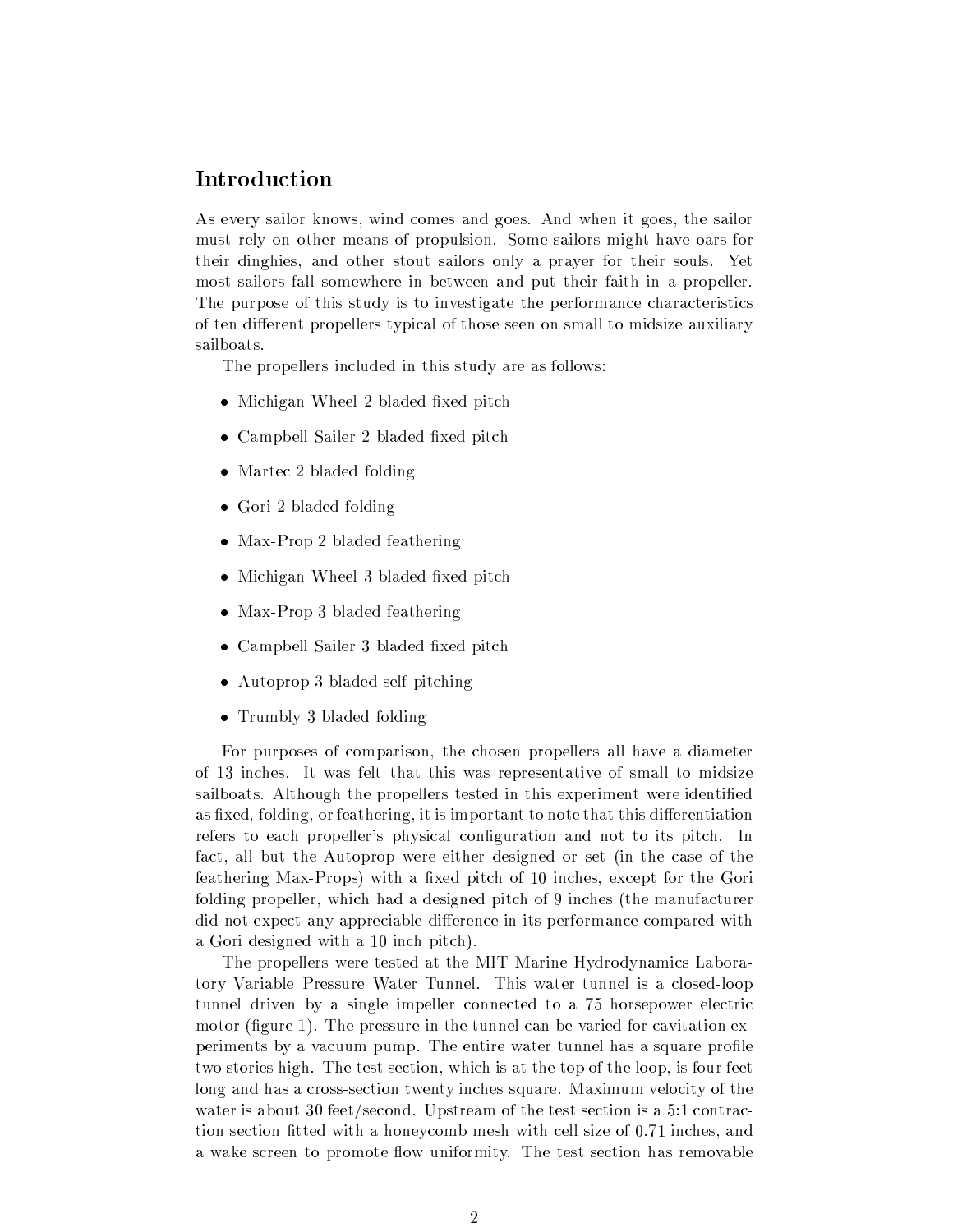## Introduction

As every sailor knows, wind comes and goes. And when it goes, the sailor must rely on other means of propulsion. Some sailors might have oars for their dinghies, and other stout sailors only a prayer for their souls. Yet most sailors fall somewhere in between and put their faith in a propeller. The purpose of this study is to investigate the performance characteristics of ten different propellers typical of those seen on small to midsize auxiliary sailboats.

The propellers included in this study are as follows:

- Michigan Wheel 2 bladed fixed pitch
- Campbell Sailer 2 bladed fixed pitch
- Martec 2 bladed folding
- Gori 2 bladed folding
- Max-Prop 2 bladed feathering
- Michigan Wheel 3 bladed fixed pitch
- Max-Prop 3 bladed feathering
- Campbell Sailer 3 bladed fixed pitch
- Autoprop 3 bladed self-pitching
- Trumbly 3 bladed folding

For purposes of comparison, the chosen propellers all have a diameter of 13 inches. It was felt that this was representative of small to midsize sailboats. Although the propellers tested in this experiment were identified as fixed, folding, or feathering, it is important to note that this differentiation refers to each propeller's physical configuration and not to its pitch. In fact, all but the Autoprop were either designed or set (in the case of the feathering Max-Props) with a fixed pitch of 10 inches, except for the Gori folding propeller, which had a designed pitch of 9 inches (the manufacturer did not expect any appreciable difference in its performance compared with a Gori designed with a 10 inch pitch).

The propellers were tested at the MIT Marine Hydrodynamics Laboratory Variable Pressure Water Tunnel. This water tunnel is a closed-loop tunnel driven by a single impeller connected to a 75 horsepower electric motor (figure 1). The pressure in the tunnel can be varied for cavitation experiments by a vacuum pump. The entire water tunnel has a square profile two stories high. The test section, which is at the top of the loop, is four feet long and has a cross-section twenty inches square. Maximum velocity of the water is about 30 feet/second. Upstream of the test section is a 5:1 contraction section fitted with a honeycomb mesh with cell size of 0.71 inches, and a wake screen to promote flow uniformity. The test section has removable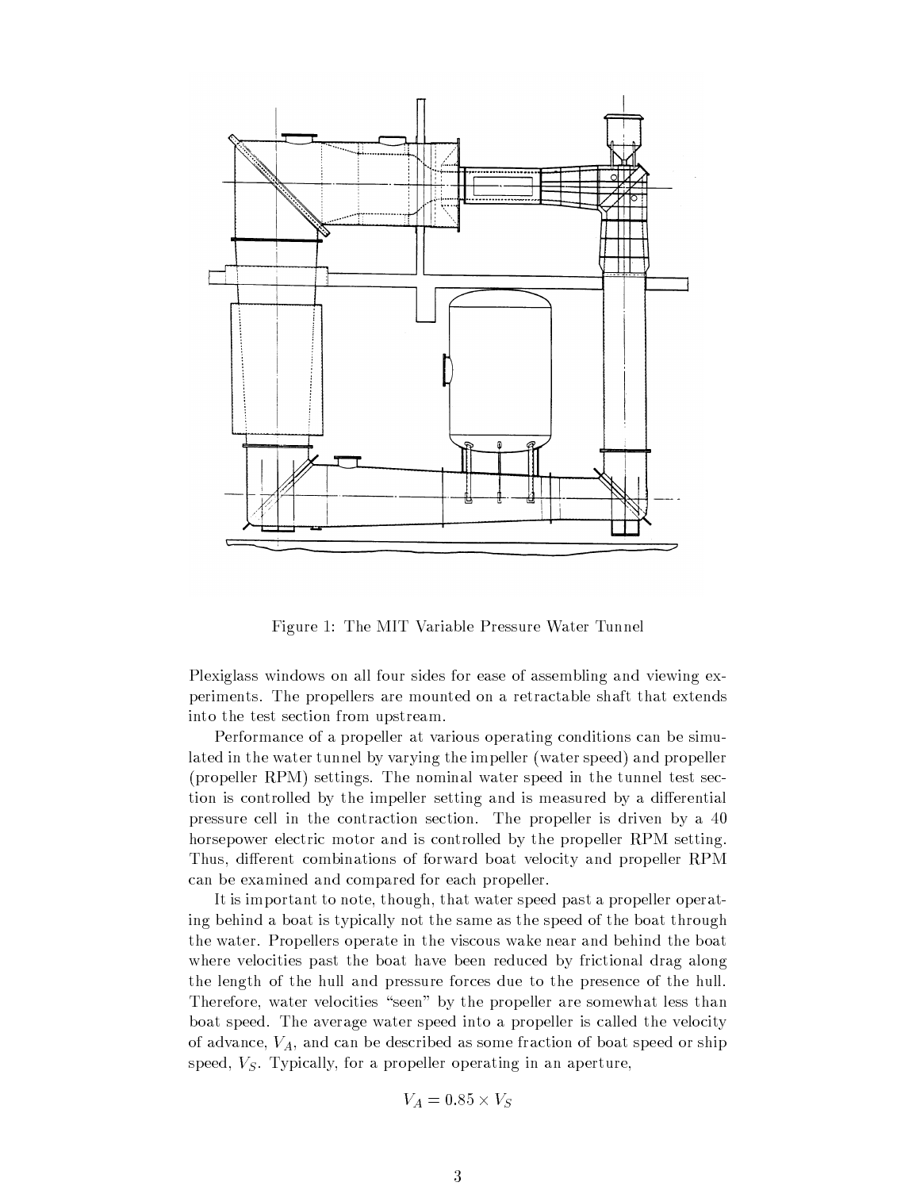Figure 1: The MIT Variable Pressure Water Tunnel

Plexiglass windows on all four sides for ease of assembling and viewing experiments. The propellers are mounted on a retractable shaft that extends into the test section from upstream.

Performance of a propeller at various operating conditions can be simulated in the water tunnel by varying the impeller (water speed) and propeller (propeller RPM) settings. The nominal water speed in the tunnel test section is controlled by the impeller setting and is measured by a differential pressure cell in the contraction section. The propeller is driven by a 40 horsepower electric motor and is controlled by the propeller RPM setting. Thus, different combinations of forward boat velocity and propeller RPM can be examined and compared for each propeller.

It is important to note, though, that water speed past a propeller operating behind a boat is typically not the same as the speed of the boat through the water. Propellers operate in the viscous wake near and behind the boat where velocities past the boat have been reduced by frictional drag along the length of the hull and pressure forces due to the presence of the hull. Therefore, water velocities "seen" by the propeller are somewhat less than boat speed. The average water speed into a propeller is called the velocity of advance, $V_A$, and can be described as some fraction of boat speed or ship speed, $V_S$. Typically, for a propeller operating in an aperture,

$$V_A = 0.85 \times V_S$$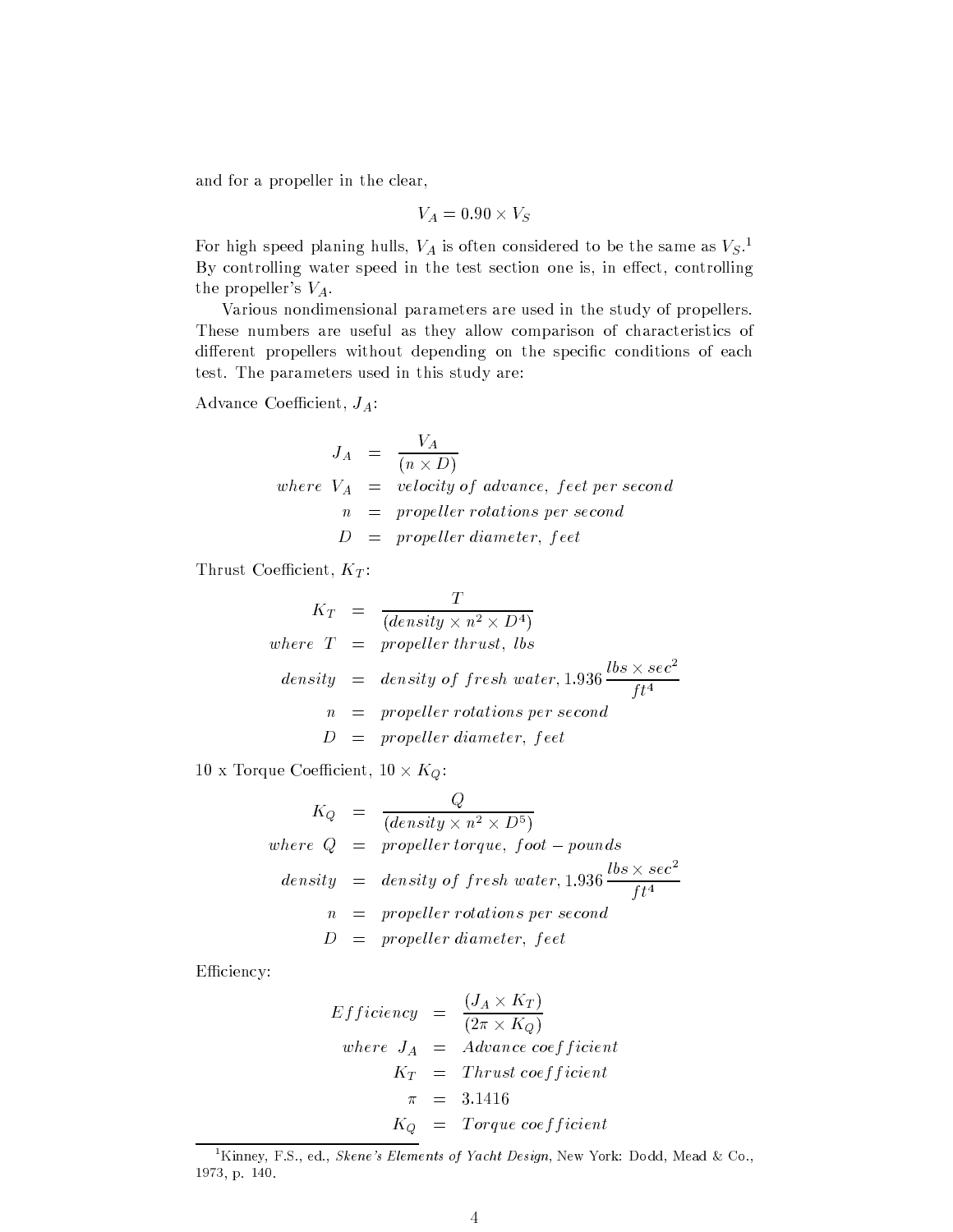and for a propeller in the clear,

$$V_A = 0.90 \times V_S$$

For high speed planing hulls, $V_A$ is often considered to be the same as $V_S$.[1] By controlling water speed in the test section one is, in effect, controlling the propeller's $V_A$.

Various nondimensional parameters are used in the study of propellers. These numbers are useful as they allow comparison of characteristics of different propellers without depending on the specific conditions of each test. The parameters used in this study are:

Advance Coefficient, $J_A$:

$$\begin{aligned}
J_A &= \frac{V_A}{(n \times D)} \\
where\ V_A &= velocity\ of\ advance,\ feet\ per\ second \\
n &= propeller\ rotations\ per\ second \\
D &= propeller\ diameter,\ feet
\end{aligned}$$

Thrust Coefficient, $K_T$:

$$\begin{aligned}
K_T &= \frac{T}{(density \times n^2 \times D^4)} \\
where\ T &= propeller\ thrust,\ lbs \\
density &= density\ of\ fresh\ water, 1.936\,\frac{lbs \times sec^2}{ft^4} \\
n &= propeller\ rotations\ per\ second \\
D &= propeller\ diameter,\ feet
\end{aligned}$$

10 x Torque Coefficient, $10 \times K_Q$:

$$\begin{aligned}
K_Q &= \frac{Q}{(density \times n^2 \times D^5)} \\
where\ Q &= propeller\ torque,\ foot-pounds \\
density &= density\ of\ fresh\ water, 1.936\,\frac{lbs \times sec^2}{ft^4} \\
n &= propeller\ rotations\ per\ second \\
D &= propeller\ diameter,\ feet
\end{aligned}$$

Efficiency:

$$\begin{aligned}
Efficiency &= \frac{(J_A \times K_T)}{(2\pi \times K_Q)} \\
where\ J_A &= Advance\ coefficient \\
K_T &= Thrust\ coefficient \\
\pi &= 3.1416 \\
K_Q &= Torque\ coefficient
\end{aligned}$$

---

[1] Kinney, F.S., ed., *Skene's Elements of Yacht Design*, New York: Dodd, Mead & Co., 1973, p. 140.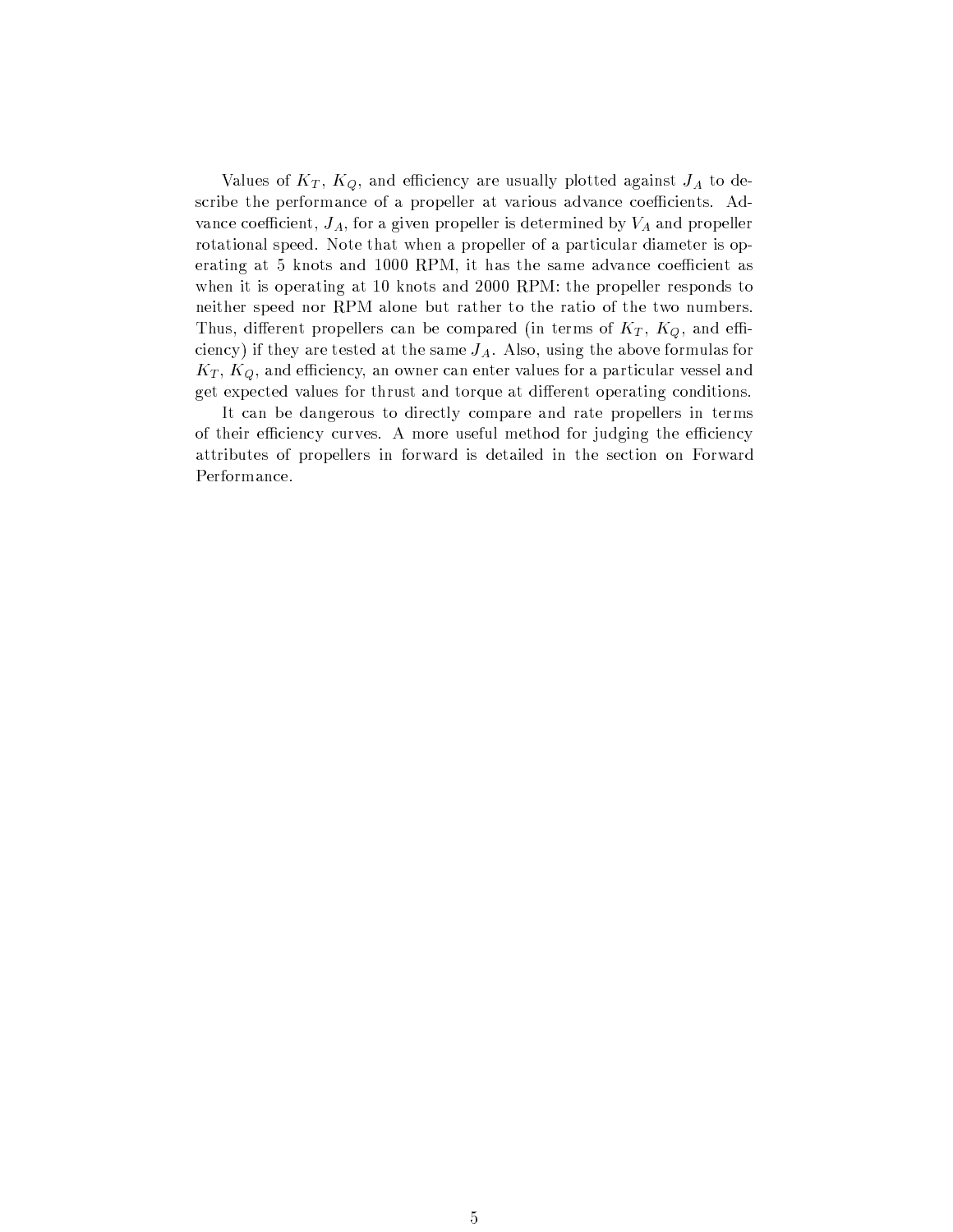Values of $K_T$, $K_Q$, and efficiency are usually plotted against $J_A$ to describe the performance of a propeller at various advance coefficients. Advance coefficient, $J_A$, for a given propeller is determined by $V_A$ and propeller rotational speed. Note that when a propeller of a particular diameter is operating at 5 knots and 1000 RPM, it has the same advance coefficient as when it is operating at 10 knots and 2000 RPM: the propeller responds to neither speed nor RPM alone but rather to the ratio of the two numbers. Thus, different propellers can be compared (in terms of $K_T$, $K_Q$, and efficiency) if they are tested at the same $J_A$. Also, using the above formulas for $K_T$, $K_Q$, and efficiency, an owner can enter values for a particular vessel and get expected values for thrust and torque at different operating conditions.

It can be dangerous to directly compare and rate propellers in terms of their efficiency curves. A more useful method for judging the efficiency attributes of propellers in forward is detailed in the section on Forward Performance.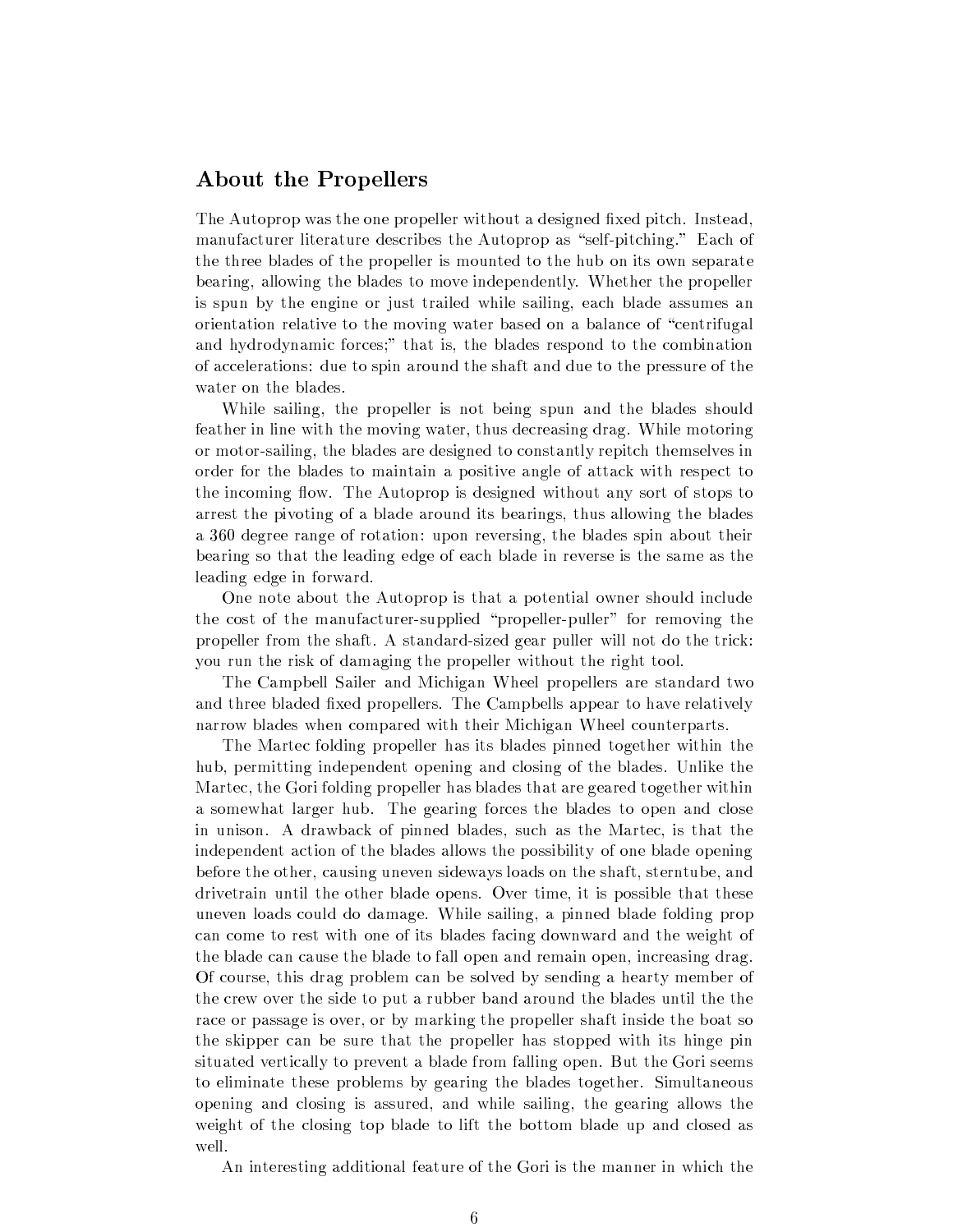## About the Propellers

The Autoprop was the one propeller without a designed fixed pitch. Instead, manufacturer literature describes the Autoprop as "self-pitching." Each of the three blades of the propeller is mounted to the hub on its own separate bearing, allowing the blades to move independently. Whether the propeller is spun by the engine or just trailed while sailing, each blade assumes an orientation relative to the moving water based on a balance of "centrifugal and hydrodynamic forces;" that is, the blades respond to the combination of accelerations: due to spin around the shaft and due to the pressure of the water on the blades.

While sailing, the propeller is not being spun and the blades should feather in line with the moving water, thus decreasing drag. While motoring or motor-sailing, the blades are designed to constantly repitch themselves in order for the blades to maintain a positive angle of attack with respect to the incoming flow. The Autoprop is designed without any sort of stops to arrest the pivoting of a blade around its bearings, thus allowing the blades a 360 degree range of rotation: upon reversing, the blades spin about their bearing so that the leading edge of each blade in reverse is the same as the leading edge in forward.

One note about the Autoprop is that a potential owner should include the cost of the manufacturer-supplied "propeller-puller" for removing the propeller from the shaft. A standard-sized gear puller will not do the trick: you run the risk of damaging the propeller without the right tool.

The Campbell Sailer and Michigan Wheel propellers are standard two and three bladed fixed propellers. The Campbells appear to have relatively narrow blades when compared with their Michigan Wheel counterparts.

The Martec folding propeller has its blades pinned together within the hub, permitting independent opening and closing of the blades. Unlike the Martec, the Gori folding propeller has blades that are geared together within a somewhat larger hub. The gearing forces the blades to open and close in unison. A drawback of pinned blades, such as the Martec, is that the independent action of the blades allows the possibility of one blade opening before the other, causing uneven sideways loads on the shaft, sterntube, and drivetrain until the other blade opens. Over time, it is possible that these uneven loads could do damage. While sailing, a pinned blade folding prop can come to rest with one of its blades facing downward and the weight of the blade can cause the blade to fall open and remain open, increasing drag. Of course, this drag problem can be solved by sending a hearty member of the crew over the side to put a rubber band around the blades until the the race or passage is over, or by marking the propeller shaft inside the boat so the skipper can be sure that the propeller has stopped with its hinge pin situated vertically to prevent a blade from falling open. But the Gori seems to eliminate these problems by gearing the blades together. Simultaneous opening and closing is assured, and while sailing, the gearing allows the weight of the closing top blade to lift the bottom blade up and closed as well.

An interesting additional feature of the Gori is the manner in which the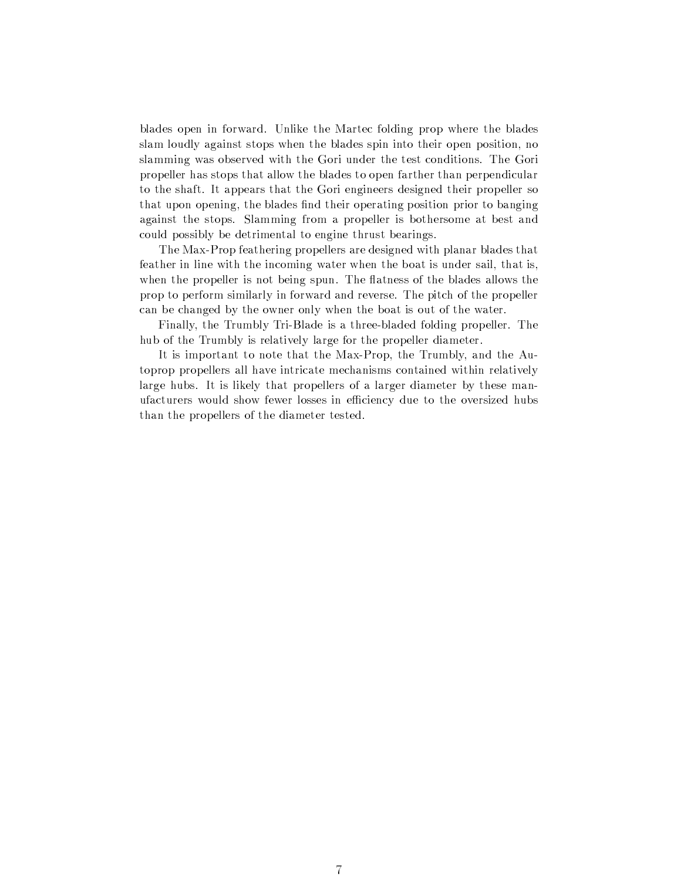blades open in forward. Unlike the Martec folding prop where the blades slam loudly against stops when the blades spin into their open position, no slamming was observed with the Gori under the test conditions. The Gori propeller has stops that allow the blades to open farther than perpendicular to the shaft. It appears that the Gori engineers designed their propeller so that upon opening, the blades find their operating position prior to banging against the stops. Slamming from a propeller is bothersome at best and could possibly be detrimental to engine thrust bearings.

The Max-Prop feathering propellers are designed with planar blades that feather in line with the incoming water when the boat is under sail, that is, when the propeller is not being spun. The flatness of the blades allows the prop to perform similarly in forward and reverse. The pitch of the propeller can be changed by the owner only when the boat is out of the water.

Finally, the Trumbly Tri-Blade is a three-bladed folding propeller. The hub of the Trumbly is relatively large for the propeller diameter.

It is important to note that the Max-Prop, the Trumbly, and the Autoprop propellers all have intricate mechanisms contained within relatively large hubs. It is likely that propellers of a larger diameter by these manufacturers would show fewer losses in efficiency due to the oversized hubs than the propellers of the diameter tested.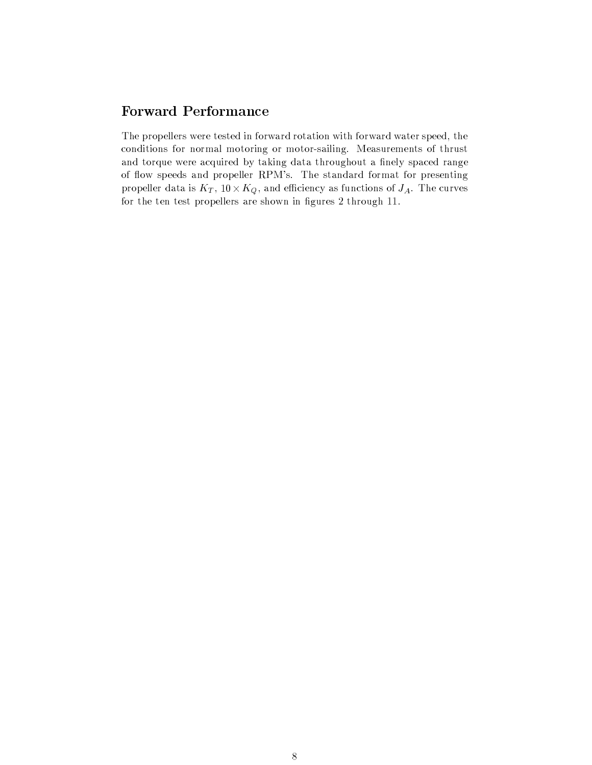## Forward Performance

The propellers were tested in forward rotation with forward water speed, the conditions for normal motoring or motor-sailing. Measurements of thrust and torque were acquired by taking data throughout a finely spaced range of flow speeds and propeller RPM's. The standard format for presenting propeller data is $K_T$, $10 \times K_Q$, and efficiency as functions of $J_A$. The curves for the ten test propellers are shown in figures 2 through 11.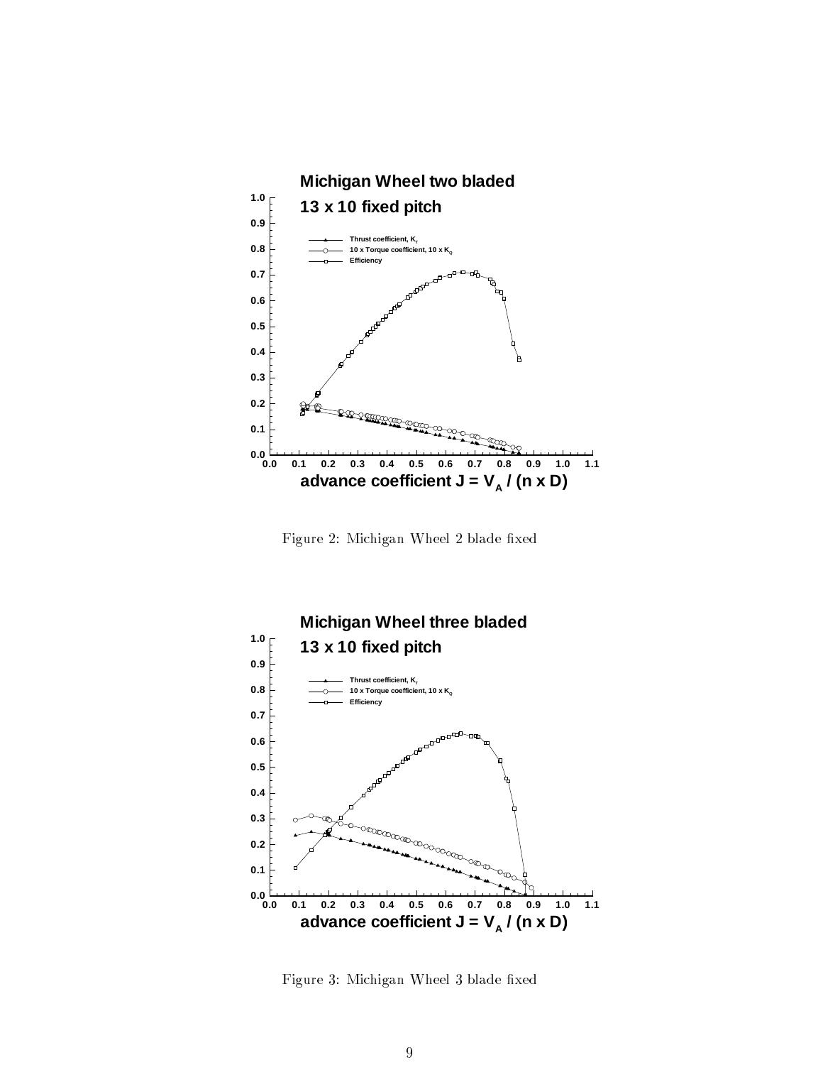Figure 2: Michigan Wheel 2 blade fixed

Figure 3: Michigan Wheel 3 blade fixed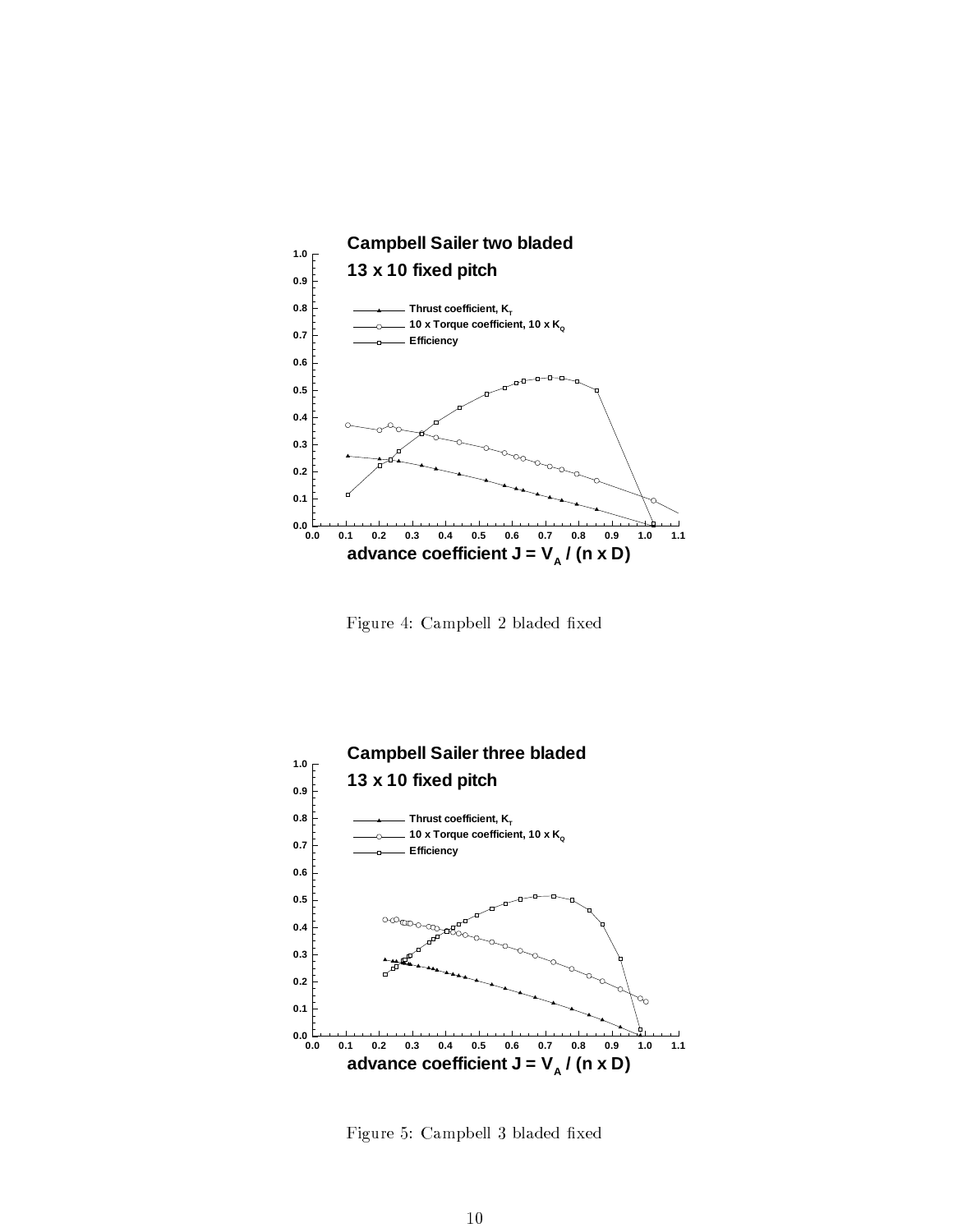Figure 4: Campbell 2 bladed fixed

Figure 5: Campbell 3 bladed fixed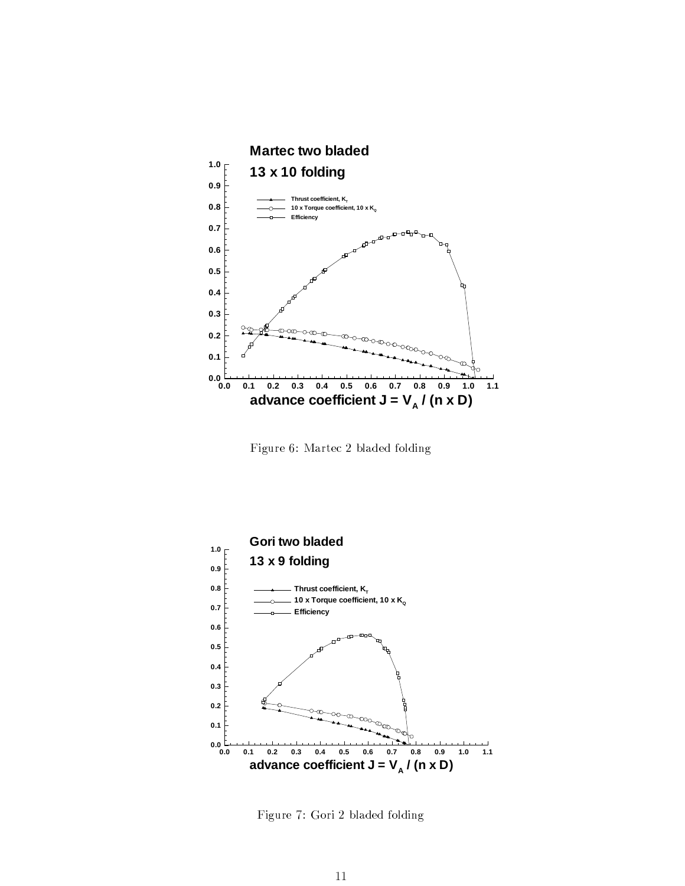Figure 6: Martec 2 bladed folding

Figure 7: Gori 2 bladed folding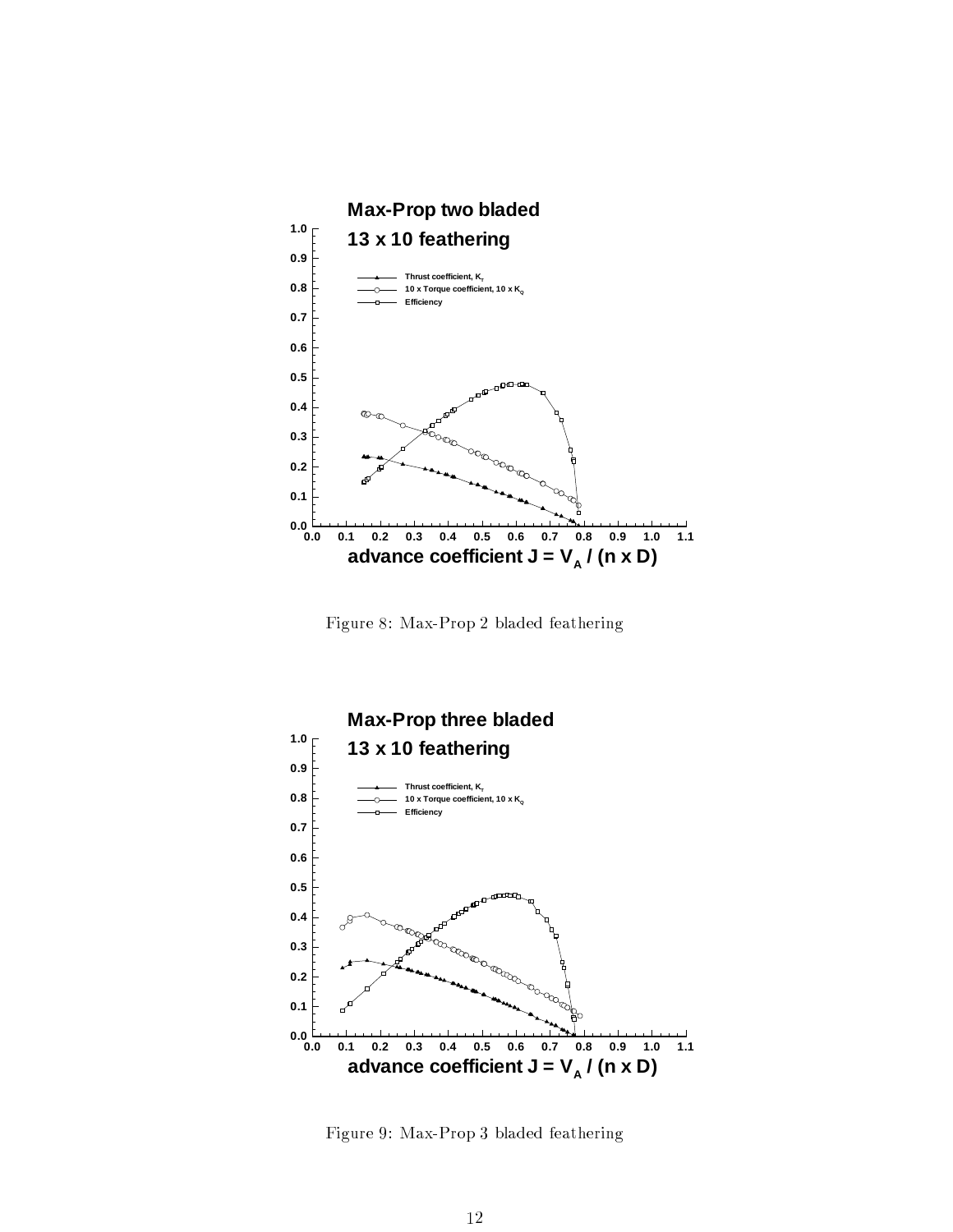Figure 8: Max-Prop 2 bladed feathering

Figure 9: Max-Prop 3 bladed feathering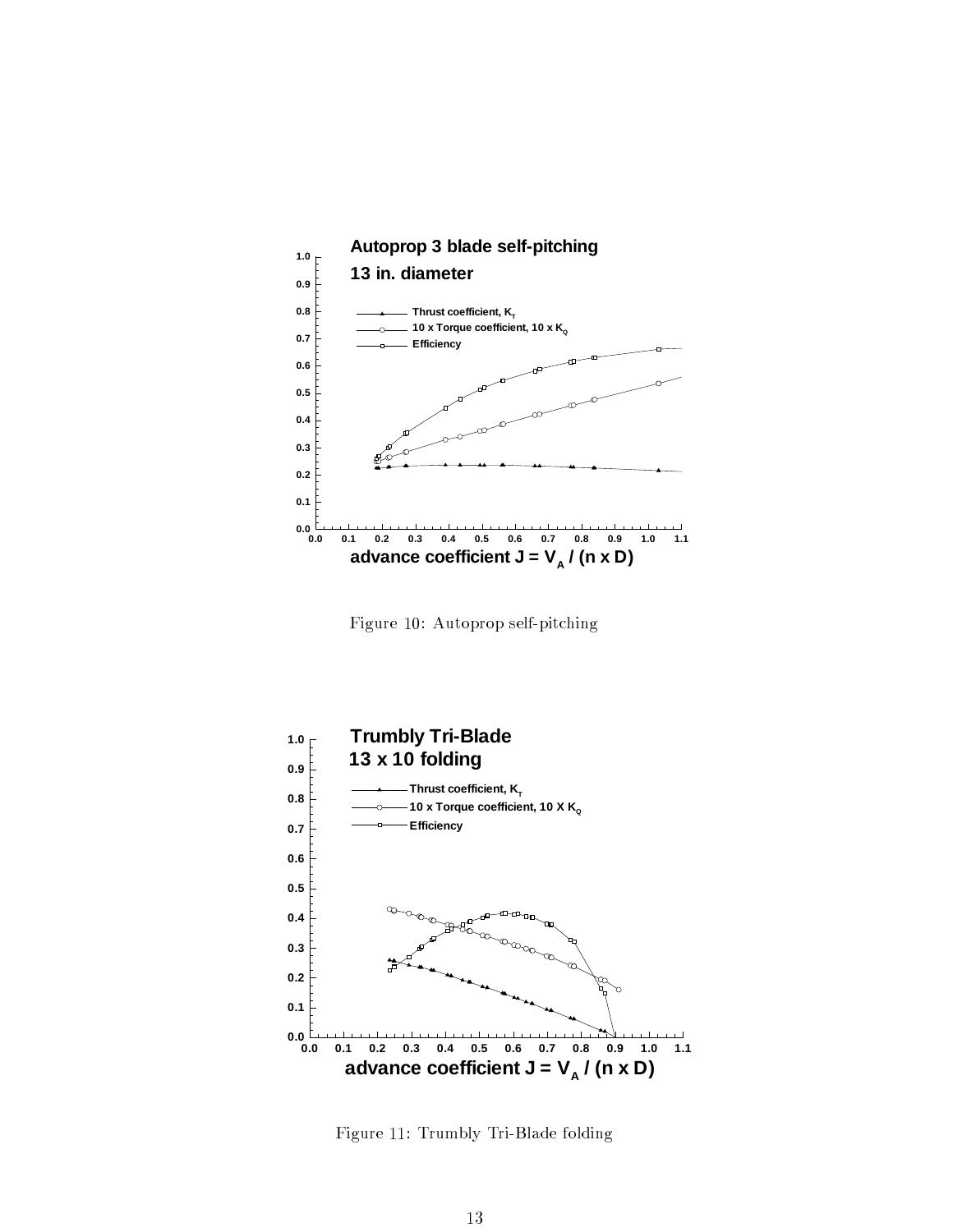Figure 10: Autoprop self-pitching

Figure 11: Trumbly Tri-Blade folding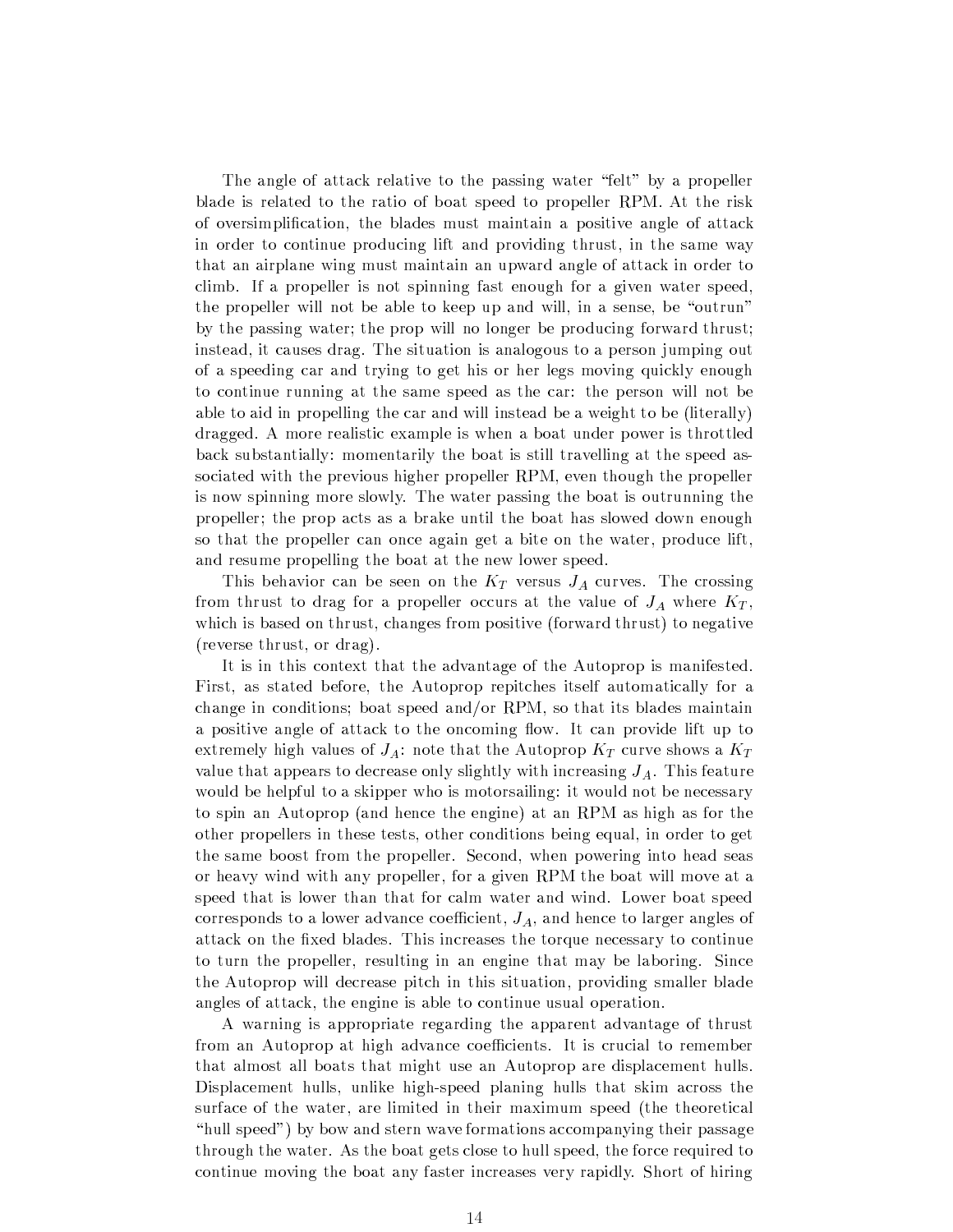The angle of attack relative to the passing water "felt" by a propeller blade is related to the ratio of boat speed to propeller RPM. At the risk of oversimplification, the blades must maintain a positive angle of attack in order to continue producing lift and providing thrust, in the same way that an airplane wing must maintain an upward angle of attack in order to climb. If a propeller is not spinning fast enough for a given water speed, the propeller will not be able to keep up and will, in a sense, be "outrun" by the passing water; the prop will no longer be producing forward thrust; instead, it causes drag. The situation is analogous to a person jumping out of a speeding car and trying to get his or her legs moving quickly enough to continue running at the same speed as the car: the person will not be able to aid in propelling the car and will instead be a weight to be (literally) dragged. A more realistic example is when a boat under power is throttled back substantially: momentarily the boat is still travelling at the speed associated with the previous higher propeller RPM, even though the propeller is now spinning more slowly. The water passing the boat is outrunning the propeller; the prop acts as a brake until the boat has slowed down enough so that the propeller can once again get a bite on the water, produce lift, and resume propelling the boat at the new lower speed.

This behavior can be seen on the $K_T$ versus $J_A$ curves. The crossing from thrust to drag for a propeller occurs at the value of $J_A$ where $K_T$, which is based on thrust, changes from positive (forward thrust) to negative (reverse thrust, or drag).

It is in this context that the advantage of the Autoprop is manifested. First, as stated before, the Autoprop repitches itself automatically for a change in conditions; boat speed and/or RPM, so that its blades maintain a positive angle of attack to the oncoming flow. It can provide lift up to extremely high values of $J_A$: note that the Autoprop $K_T$ curve shows a $K_T$ value that appears to decrease only slightly with increasing $J_A$. This feature would be helpful to a skipper who is motorsailing: it would not be necessary to spin an Autoprop (and hence the engine) at an RPM as high as for the other propellers in these tests, other conditions being equal, in order to get the same boost from the propeller. Second, when powering into head seas or heavy wind with any propeller, for a given RPM the boat will move at a speed that is lower than that for calm water and wind. Lower boat speed corresponds to a lower advance coefficient, $J_A$, and hence to larger angles of attack on the fixed blades. This increases the torque necessary to continue to turn the propeller, resulting in an engine that may be laboring. Since the Autoprop will decrease pitch in this situation, providing smaller blade angles of attack, the engine is able to continue usual operation.

A warning is appropriate regarding the apparent advantage of thrust from an Autoprop at high advance coefficients. It is crucial to remember that almost all boats that might use an Autoprop are displacement hulls. Displacement hulls, unlike high-speed planing hulls that skim across the surface of the water, are limited in their maximum speed (the theoretical "hull speed") by bow and stern wave formations accompanying their passage through the water. As the boat gets close to hull speed, the force required to continue moving the boat any faster increases very rapidly. Short of hiring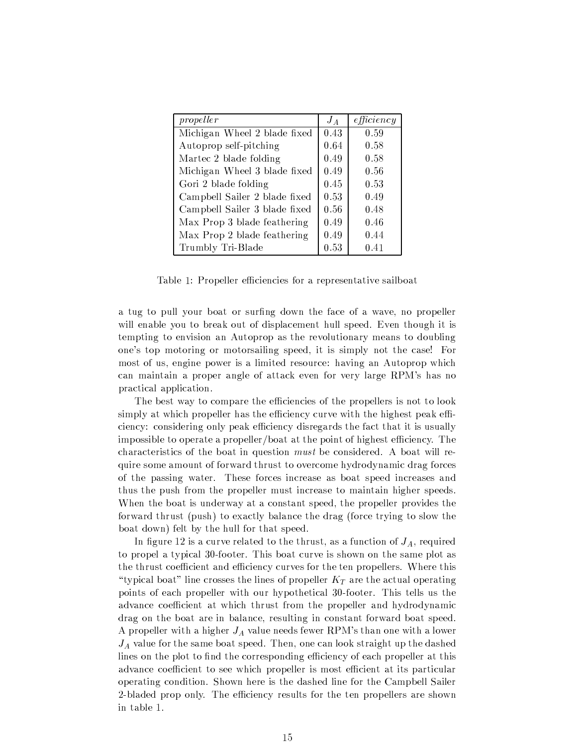| *propeller* | $J_A$ | *efficiency* |
|---|---|---|
| Michigan Wheel 2 blade fixed | 0.43 | 0.59 |
| Autoprop self-pitching | 0.64 | 0.58 |
| Martec 2 blade folding | 0.49 | 0.58 |
| Michigan Wheel 3 blade fixed | 0.49 | 0.56 |
| Gori 2 blade folding | 0.45 | 0.53 |
| Campbell Sailer 2 blade fixed | 0.53 | 0.49 |
| Campbell Sailer 3 blade fixed | 0.56 | 0.48 |
| Max Prop 3 blade feathering | 0.49 | 0.46 |
| Max Prop 2 blade feathering | 0.49 | 0.44 |
| Trumbly Tri-Blade | 0.53 | 0.41 |

Table 1: Propeller efficiencies for a representative sailboat

a tug to pull your boat or surfing down the face of a wave, no propeller will enable you to break out of displacement hull speed. Even though it is tempting to envision an Autoprop as the revolutionary means to doubling one's top motoring or motorsailing speed, it is simply not the case! For most of us, engine power is a limited resource: having an Autoprop which can maintain a proper angle of attack even for very large RPM's has no practical application.

The best way to compare the efficiencies of the propellers is not to look simply at which propeller has the efficiency curve with the highest peak efficiency: considering only peak efficiency disregards the fact that it is usually impossible to operate a propeller/boat at the point of highest efficiency. The characteristics of the boat in question *must* be considered. A boat will require some amount of forward thrust to overcome hydrodynamic drag forces of the passing water. These forces increase as boat speed increases and thus the push from the propeller must increase to maintain higher speeds. When the boat is underway at a constant speed, the propeller provides the forward thrust (push) to exactly balance the drag (force trying to slow the boat down) felt by the hull for that speed.

In figure 12 is a curve related to the thrust, as a function of $J_A$, required to propel a typical 30-footer. This boat curve is shown on the same plot as the thrust coefficient and efficiency curves for the ten propellers. Where this "typical boat" line crosses the lines of propeller $K_T$ are the actual operating points of each propeller with our hypothetical 30-footer. This tells us the advance coefficient at which thrust from the propeller and hydrodynamic drag on the boat are in balance, resulting in constant forward boat speed. A propeller with a higher $J_A$ value needs fewer RPM's than one with a lower $J_A$ value for the same boat speed. Then, one can look straight up the dashed lines on the plot to find the corresponding efficiency of each propeller at this advance coefficient to see which propeller is most efficient at its particular operating condition. Shown here is the dashed line for the Campbell Sailer 2-bladed prop only. The efficiency results for the ten propellers are shown in table 1.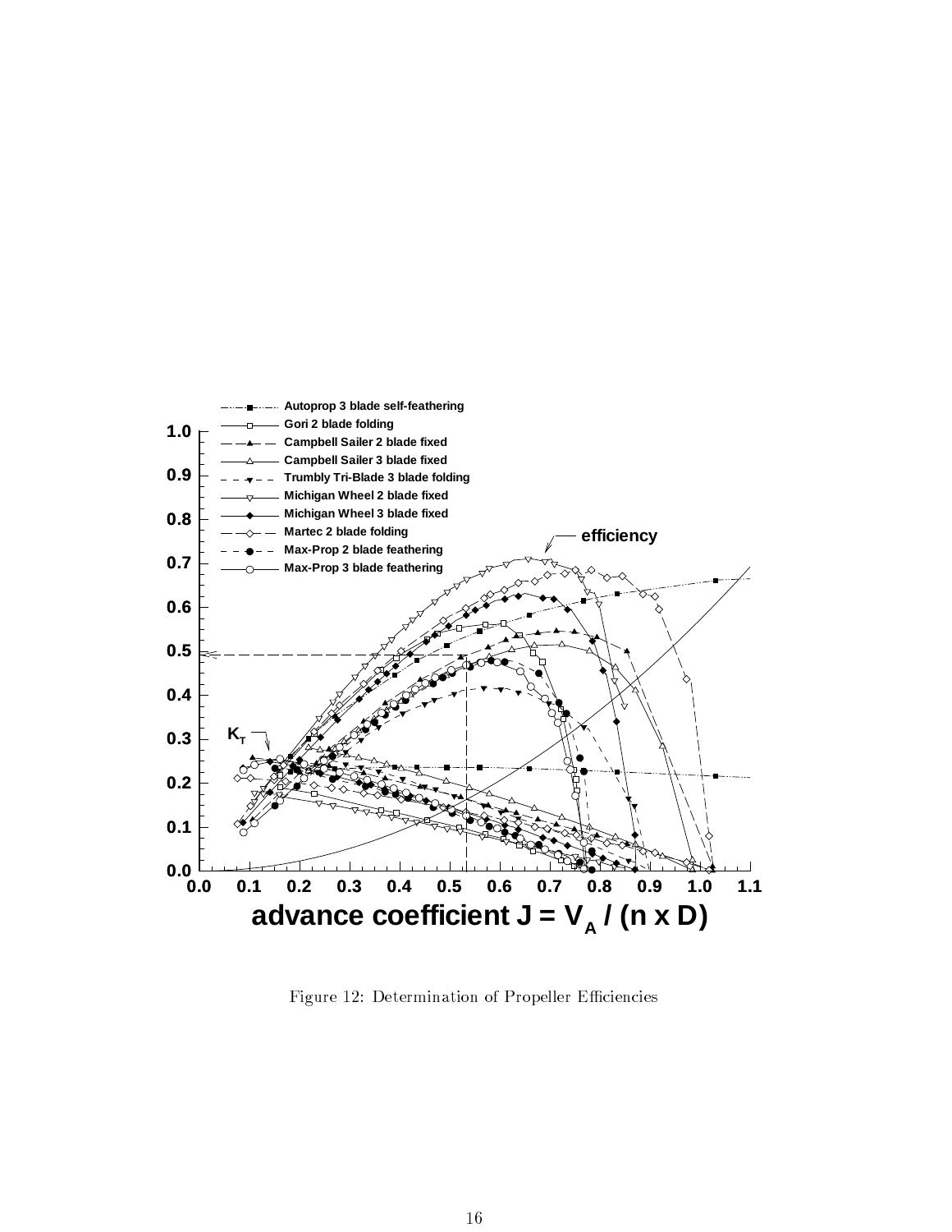Figure 12: Determination of Propeller Efficiencies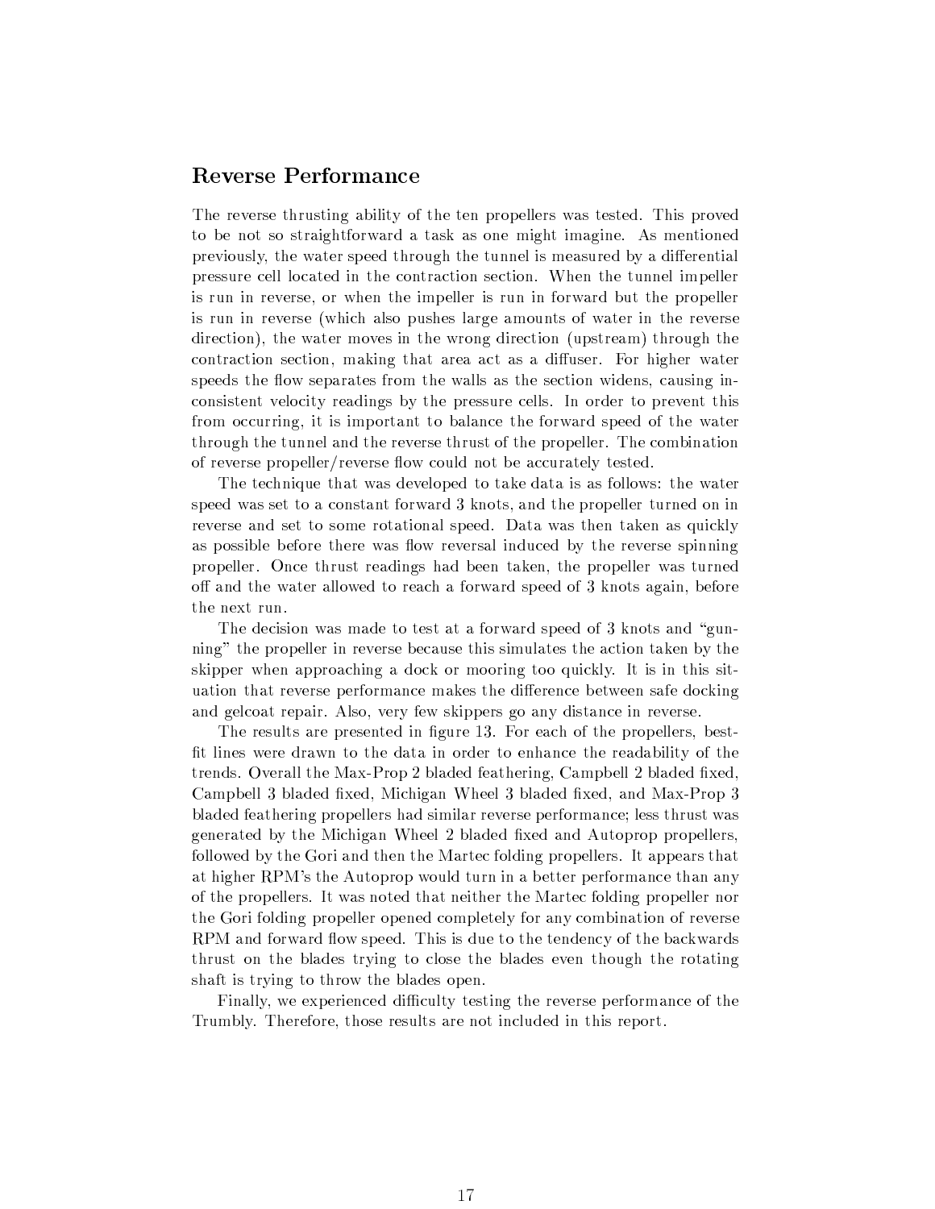## Reverse Performance

The reverse thrusting ability of the ten propellers was tested. This proved to be not so straightforward a task as one might imagine. As mentioned previously, the water speed through the tunnel is measured by a differential pressure cell located in the contraction section. When the tunnel impeller is run in reverse, or when the impeller is run in forward but the propeller is run in reverse (which also pushes large amounts of water in the reverse direction), the water moves in the wrong direction (upstream) through the contraction section, making that area act as a diffuser. For higher water speeds the flow separates from the walls as the section widens, causing inconsistent velocity readings by the pressure cells. In order to prevent this from occurring, it is important to balance the forward speed of the water through the tunnel and the reverse thrust of the propeller. The combination of reverse propeller/reverse flow could not be accurately tested.

The technique that was developed to take data is as follows: the water speed was set to a constant forward 3 knots, and the propeller turned on in reverse and set to some rotational speed. Data was then taken as quickly as possible before there was flow reversal induced by the reverse spinning propeller. Once thrust readings had been taken, the propeller was turned off and the water allowed to reach a forward speed of 3 knots again, before the next run.

The decision was made to test at a forward speed of 3 knots and "gunning" the propeller in reverse because this simulates the action taken by the skipper when approaching a dock or mooring too quickly. It is in this situation that reverse performance makes the difference between safe docking and gelcoat repair. Also, very few skippers go any distance in reverse.

The results are presented in figure 13. For each of the propellers, best-fit lines were drawn to the data in order to enhance the readability of the trends. Overall the Max-Prop 2 bladed feathering, Campbell 2 bladed fixed, Campbell 3 bladed fixed, Michigan Wheel 3 bladed fixed, and Max-Prop 3 bladed feathering propellers had similar reverse performance; less thrust was generated by the Michigan Wheel 2 bladed fixed and Autoprop propellers, followed by the Gori and then the Martec folding propellers. It appears that at higher RPM's the Autoprop would turn in a better performance than any of the propellers. It was noted that neither the Martec folding propeller nor the Gori folding propeller opened completely for any combination of reverse RPM and forward flow speed. This is due to the tendency of the backwards thrust on the blades trying to close the blades even though the rotating shaft is trying to throw the blades open.

Finally, we experienced difficulty testing the reverse performance of the Trumbly. Therefore, those results are not included in this report.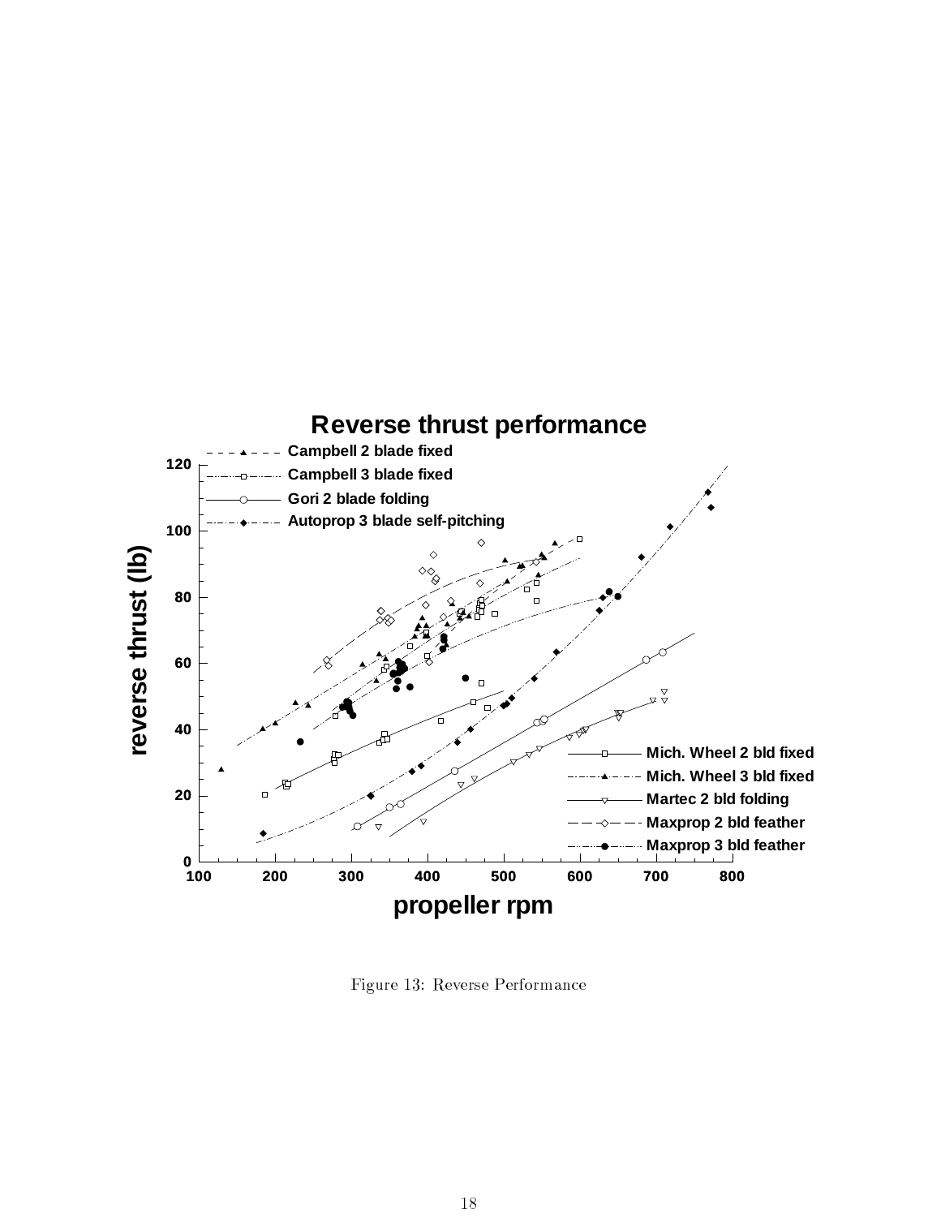Figure 13: Reverse Performance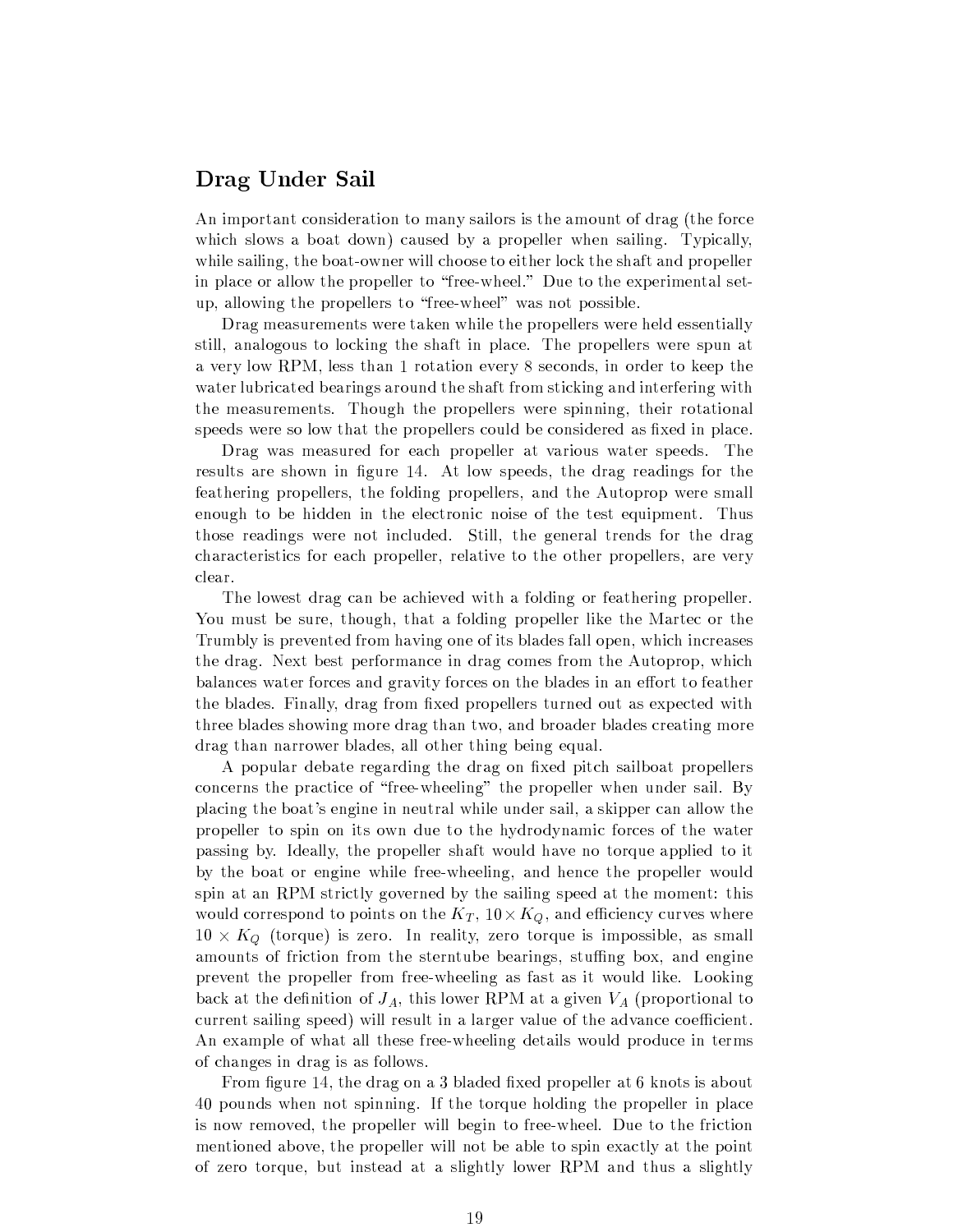## Drag Under Sail

An important consideration to many sailors is the amount of drag (the force which slows a boat down) caused by a propeller when sailing. Typically, while sailing, the boat-owner will choose to either lock the shaft and propeller in place or allow the propeller to "free-wheel." Due to the experimental set-up, allowing the propellers to "free-wheel" was not possible.

Drag measurements were taken while the propellers were held essentially still, analogous to locking the shaft in place. The propellers were spun at a very low RPM, less than 1 rotation every 8 seconds, in order to keep the water lubricated bearings around the shaft from sticking and interfering with the measurements. Though the propellers were spinning, their rotational speeds were so low that the propellers could be considered as fixed in place.

Drag was measured for each propeller at various water speeds. The results are shown in figure 14. At low speeds, the drag readings for the feathering propellers, the folding propellers, and the Autoprop were small enough to be hidden in the electronic noise of the test equipment. Thus those readings were not included. Still, the general trends for the drag characteristics for each propeller, relative to the other propellers, are very clear.

The lowest drag can be achieved with a folding or feathering propeller. You must be sure, though, that a folding propeller like the Martec or the Trumbly is prevented from having one of its blades fall open, which increases the drag. Next best performance in drag comes from the Autoprop, which balances water forces and gravity forces on the blades in an effort to feather the blades. Finally, drag from fixed propellers turned out as expected with three blades showing more drag than two, and broader blades creating more drag than narrower blades, all other thing being equal.

A popular debate regarding the drag on fixed pitch sailboat propellers concerns the practice of "free-wheeling" the propeller when under sail. By placing the boat's engine in neutral while under sail, a skipper can allow the propeller to spin on its own due to the hydrodynamic forces of the water passing by. Ideally, the propeller shaft would have no torque applied to it by the boat or engine while free-wheeling, and hence the propeller would spin at an RPM strictly governed by the sailing speed at the moment: this would correspond to points on the $K_T$, $10 \times K_Q$, and efficiency curves where $10 \times K_Q$ (torque) is zero. In reality, zero torque is impossible, as small amounts of friction from the sterntube bearings, stuffing box, and engine prevent the propeller from free-wheeling as fast as it would like. Looking back at the definition of $J_A$, this lower RPM at a given $V_A$ (proportional to current sailing speed) will result in a larger value of the advance coefficient. An example of what all these free-wheeling details would produce in terms of changes in drag is as follows.

From figure 14, the drag on a 3 bladed fixed propeller at 6 knots is about 40 pounds when not spinning. If the torque holding the propeller in place is now removed, the propeller will begin to free-wheel. Due to the friction mentioned above, the propeller will not be able to spin exactly at the point of zero torque, but instead at a slightly lower RPM and thus a slightly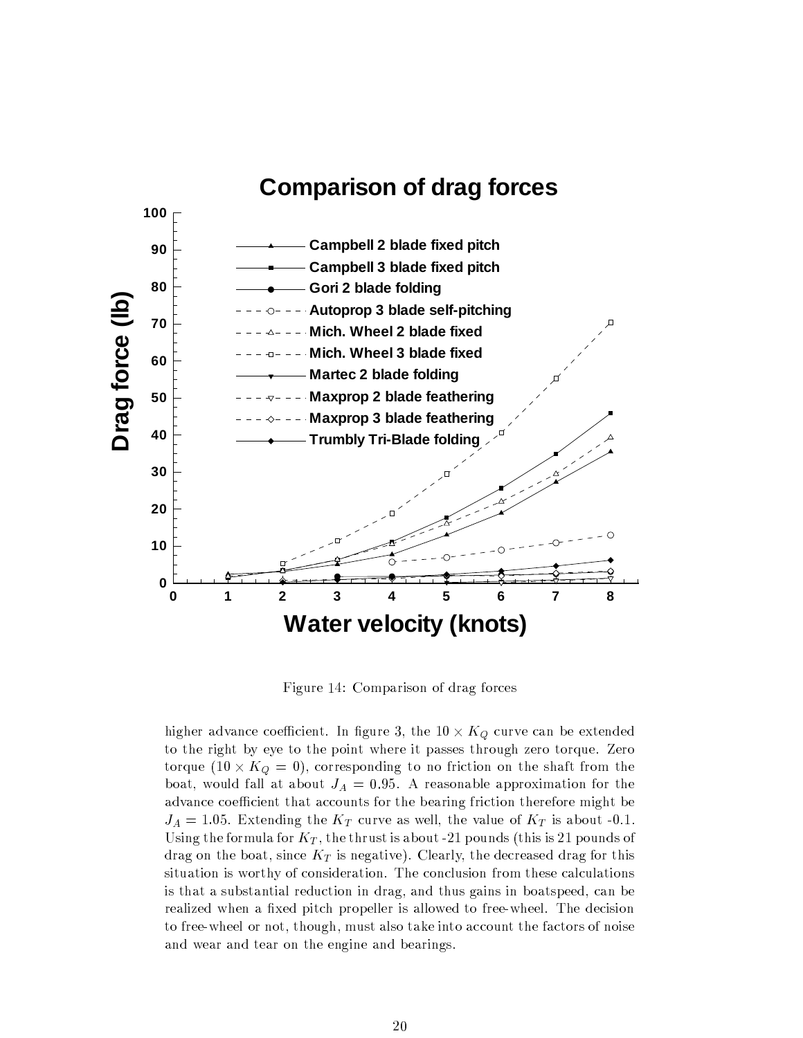Figure 14: Comparison of drag forces

higher advance coefficient. In figure 3, the $10 \times K_Q$ curve can be extended to the right by eye to the point where it passes through zero torque. Zero torque ($10 \times K_Q = 0$), corresponding to no friction on the shaft from the boat, would fall at about $J_A = 0.95$. A reasonable approximation for the advance coefficient that accounts for the bearing friction therefore might be $J_A = 1.05$. Extending the $K_T$ curve as well, the value of $K_T$ is about -0.1. Using the formula for $K_T$, the thrust is about -21 pounds (this is 21 pounds of drag on the boat, since $K_T$ is negative). Clearly, the decreased drag for this situation is worthy of consideration. The conclusion from these calculations is that a substantial reduction in drag, and thus gains in boatspeed, can be realized when a fixed pitch propeller is allowed to free-wheel. The decision to free-wheel or not, though, must also take into account the factors of noise and wear and tear on the engine and bearings.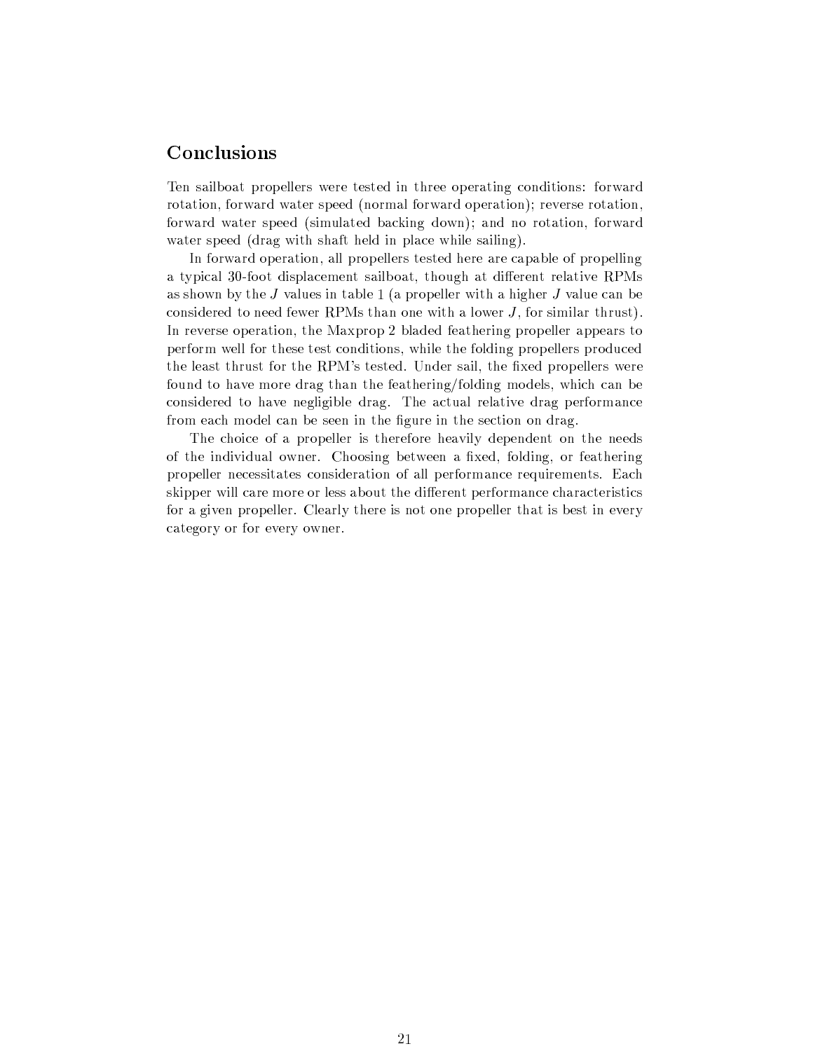## Conclusions

Ten sailboat propellers were tested in three operating conditions: forward rotation, forward water speed (normal forward operation); reverse rotation, forward water speed (simulated backing down); and no rotation, forward water speed (drag with shaft held in place while sailing).

In forward operation, all propellers tested here are capable of propelling a typical 30-foot displacement sailboat, though at different relative RPMs as shown by the $J$ values in table 1 (a propeller with a higher $J$ value can be considered to need fewer RPMs than one with a lower $J$, for similar thrust). In reverse operation, the Maxprop 2 bladed feathering propeller appears to perform well for these test conditions, while the folding propellers produced the least thrust for the RPM's tested. Under sail, the fixed propellers were found to have more drag than the feathering/folding models, which can be considered to have negligible drag. The actual relative drag performance from each model can be seen in the figure in the section on drag.

The choice of a propeller is therefore heavily dependent on the needs of the individual owner. Choosing between a fixed, folding, or feathering propeller necessitates consideration of all performance requirements. Each skipper will care more or less about the different performance characteristics for a given propeller. Clearly there is not one propeller that is best in every category or for every owner.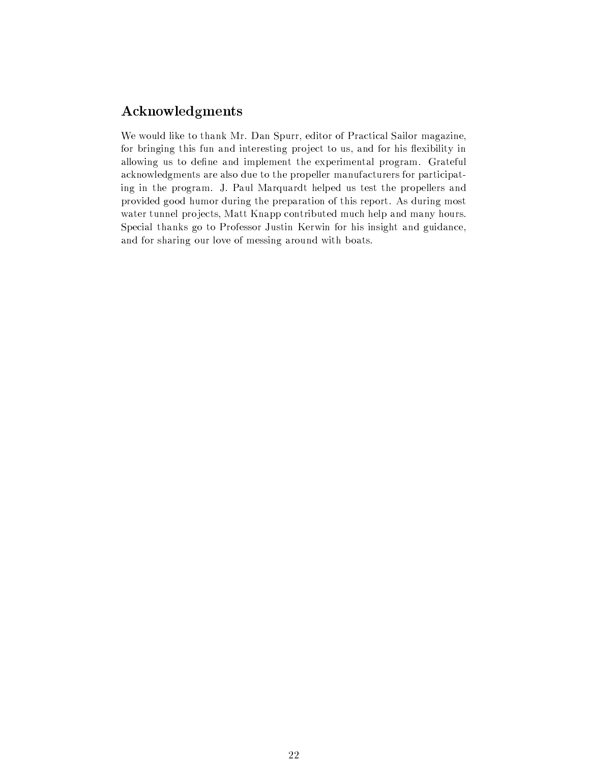## Acknowledgments

We would like to thank Mr. Dan Spurr, editor of Practical Sailor magazine, for bringing this fun and interesting project to us, and for his flexibility in allowing us to define and implement the experimental program. Grateful acknowledgments are also due to the propeller manufacturers for participating in the program. J. Paul Marquardt helped us test the propellers and provided good humor during the preparation of this report. As during most water tunnel projects, Matt Knapp contributed much help and many hours. Special thanks go to Professor Justin Kerwin for his insight and guidance, and for sharing our love of messing around with boats.